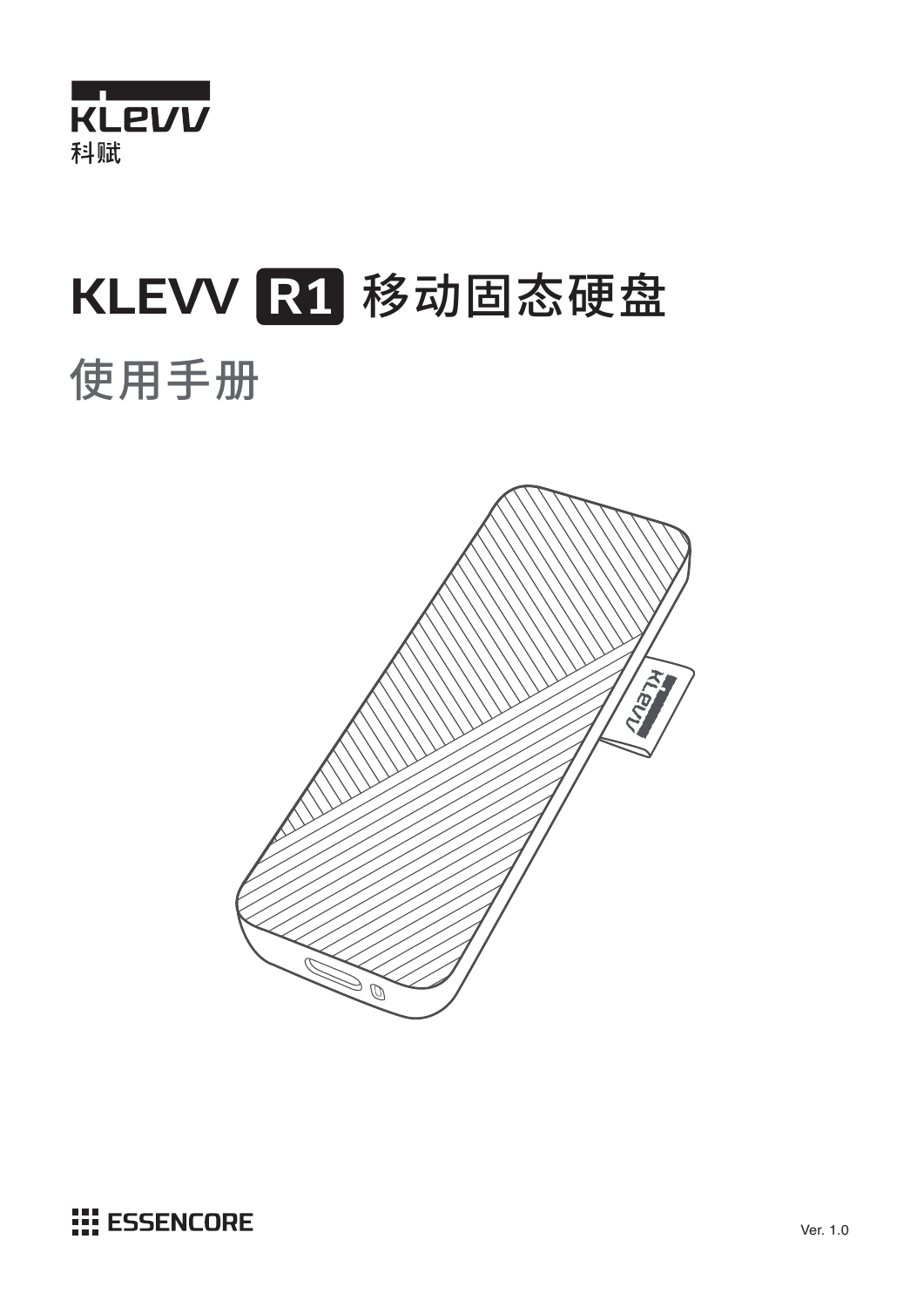KLEVV
科赋

# KLEVV R1 移动固态硬盘

## 使用手册

ESSENCORE

Ver. 1.0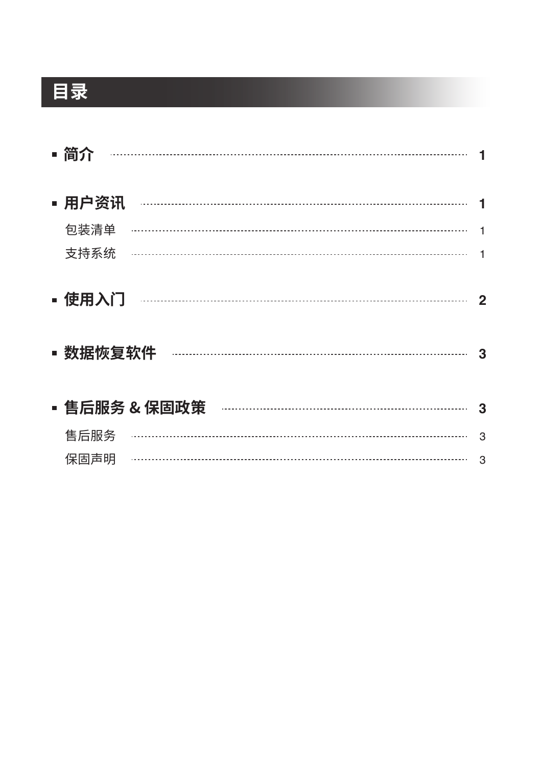# 目录

- **简介** ........................................ **1**

- **用户资讯** ........................................ **1**
  - 包装清单 ........................................ 1
  - 支持系统 ........................................ 1

- **使用入门** ........................................ **2**

- **数据恢复软件** ........................................ **3**

- **售后服务 & 保固政策** ........................................ **3**
  - 售后服务 ........................................ 3
  - 保固声明 ........................................ 3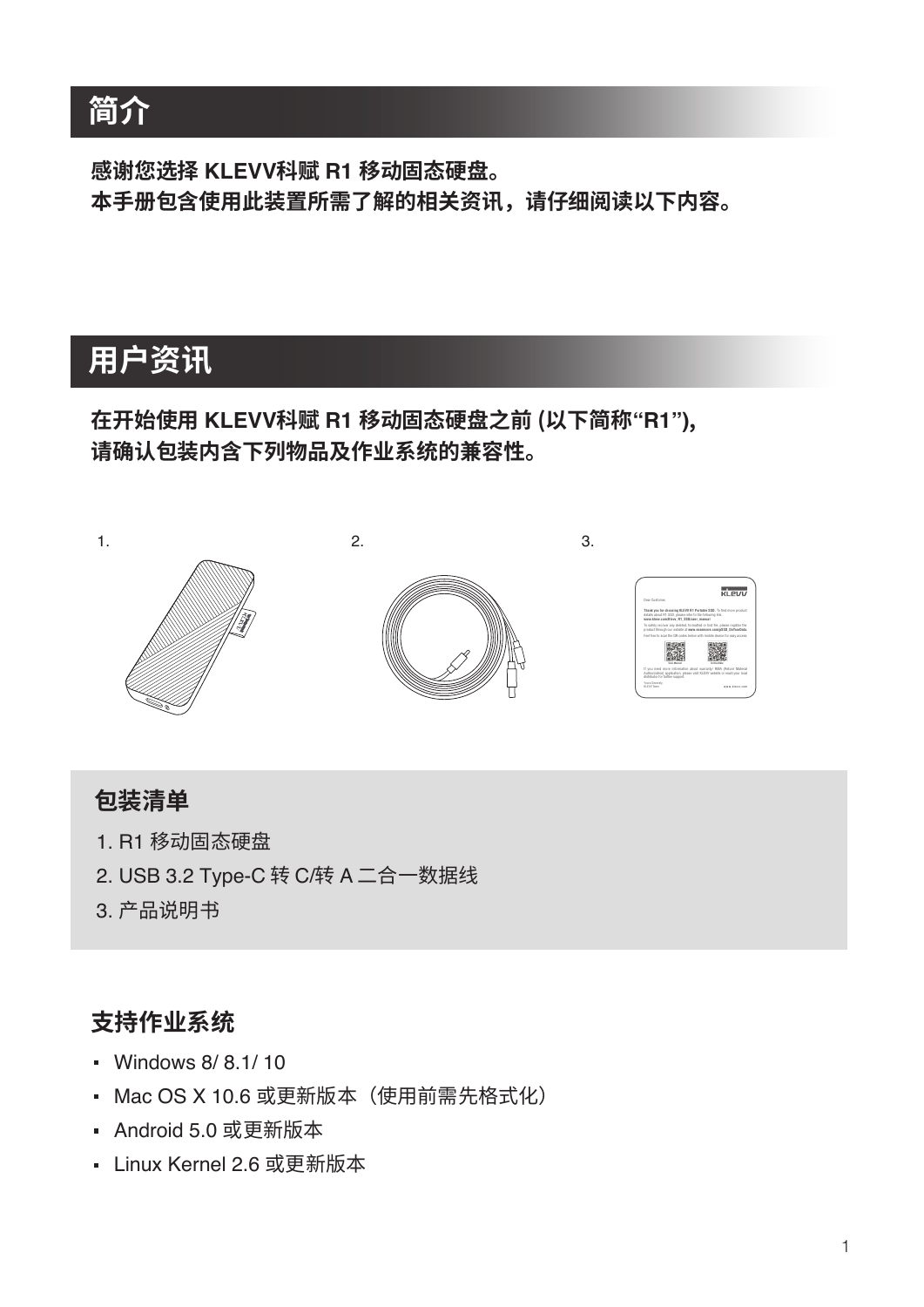# 简介

**感谢您选择 KLEVV科赋 R1 移动固态硬盘。**
**本手册包含使用此装置所需了解的相关资讯，请仔细阅读以下内容。**

# 用户资讯

**在开始使用 KLEVV科赋 R1 移动固态硬盘之前 (以下简称“R1”),**
**请确认包装内含下列物品及作业系统的兼容性。**

1.

2.

3.

## 包装清单

1. R1 移动固态硬盘
2. USB 3.2 Type-C 转 C/转 A 二合一数据线
3. 产品说明书

## 支持作业系统

- Windows 8/ 8.1/ 10
- Mac OS X 10.6 或更新版本（使用前需先格式化）
- Android 5.0 或更新版本
- Linux Kernel 2.6 或更新版本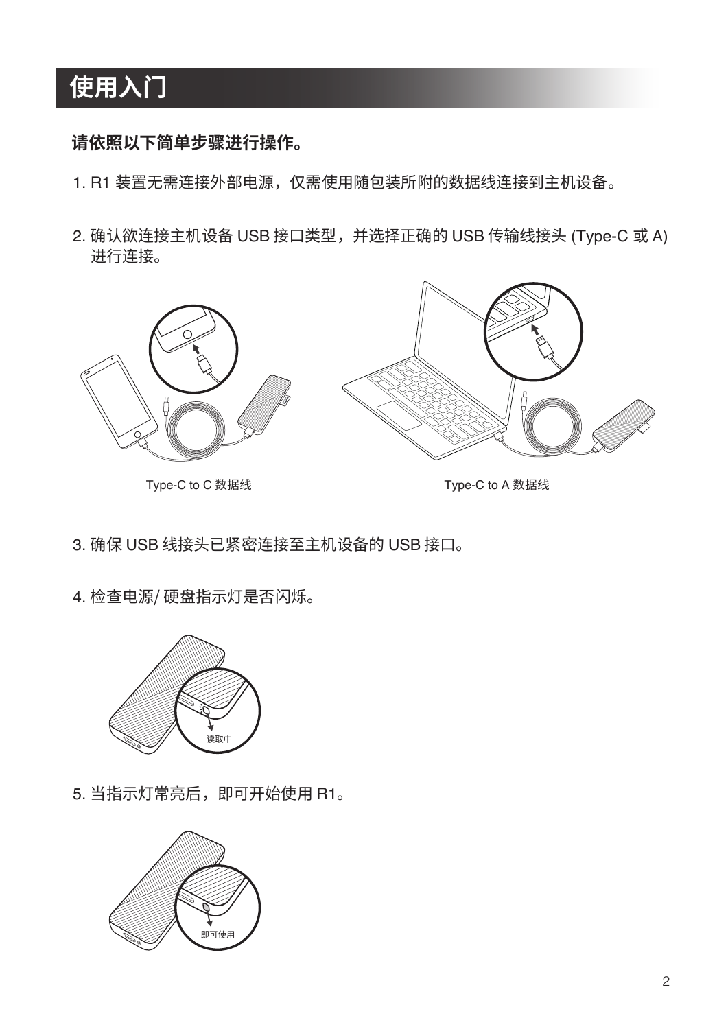# 使用入门

**请依照以下简单步骤进行操作。**

1. R1 装置无需连接外部电源，仅需使用随包装所附的数据线连接到主机设备。

2. 确认欲连接主机设备 USB 接口类型，并选择正确的 USB 传输线接头 (Type-C 或 A) 进行连接。

Type-C to C 数据线

Type-C to A 数据线

3. 确保 USB 线接头已紧密连接至主机设备的 USB 接口。

4. 检查电源/ 硬盘指示灯是否闪烁。

读取中

5. 当指示灯常亮后，即可开始使用 R1。

即可使用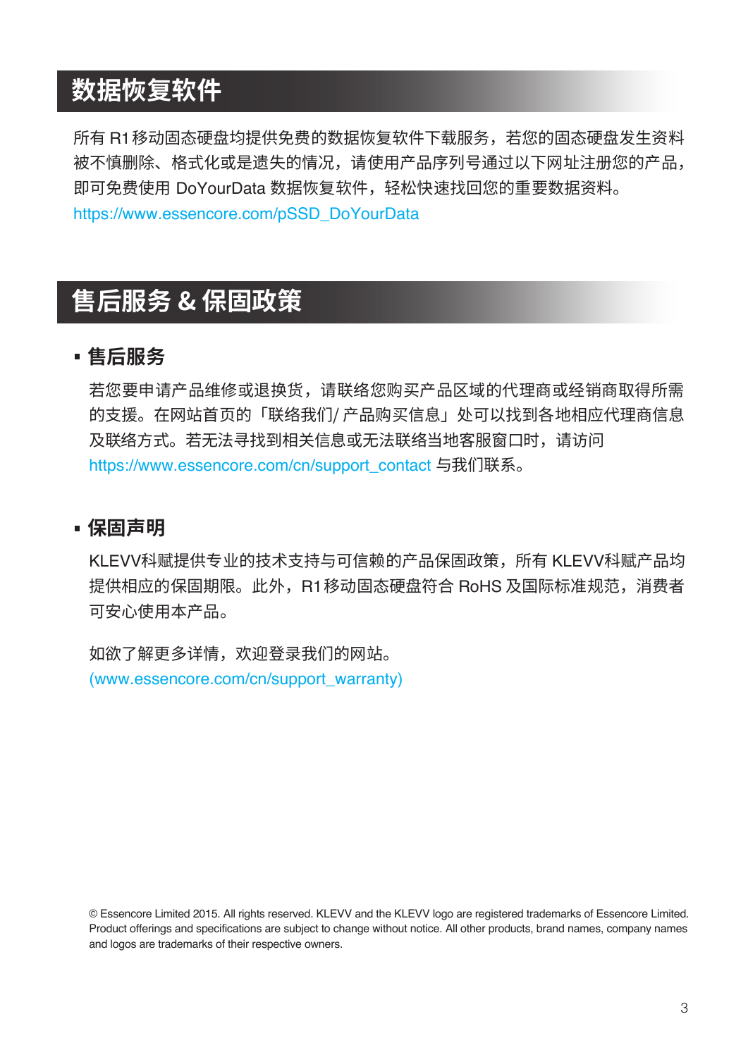## 数据恢复软件

所有 R1 移动固态硬盘均提供免费的数据恢复软件下载服务，若您的固态硬盘发生资料被不慎删除、格式化或是遗失的情况，请使用产品序列号通过以下网址注册您的产品，即可免费使用 DoYourData 数据恢复软件，轻松快速找回您的重要数据资料。
https://www.essencore.com/pSSD_DoYourData

## 售后服务 & 保固政策

### ▪ 售后服务

若您要申请产品维修或退换货，请联络您购买产品区域的代理商或经销商取得所需的支援。在网站首页的「联络我们/ 产品购买信息」处可以找到各地相应代理商信息及联络方式。若无法寻找到相关信息或无法联络当地客服窗口时，请访问 https://www.essencore.com/cn/support_contact 与我们联系。

### ▪ 保固声明

KLEVV科赋提供专业的技术支持与可信赖的产品保固政策，所有 KLEVV科赋产品均提供相应的保固期限。此外，R1 移动固态硬盘符合 RoHS 及国际标准规范，消费者可安心使用本产品。

如欲了解更多详情，欢迎登录我们的网站。
(www.essencore.com/cn/support_warranty)

© Essencore Limited 2015. All rights reserved. KLEVV and the KLEVV logo are registered trademarks of Essencore Limited. Product offerings and specifications are subject to change without notice. All other products, brand names, company names and logos are trademarks of their respective owners.